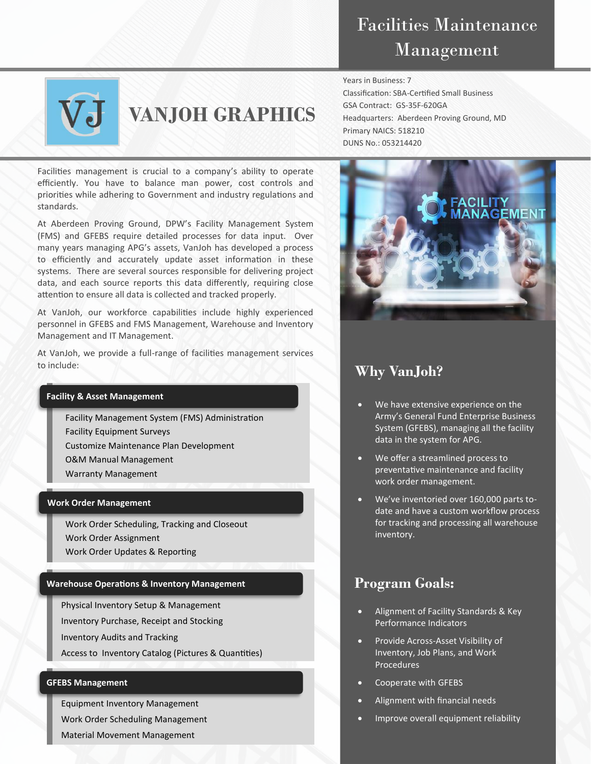# Facilities Maintenance Management

## VANJOH GRAPHICS

Years in Business: 7
Classification: SBA-Certified Small Business
GSA Contract: GS-35F-620GA
Headquarters: Aberdeen Proving Ground, MD
Primary NAICS: 518210
DUNS No.: 053214420

Facilities management is crucial to a company's ability to operate efficiently. You have to balance man power, cost controls and priorities while adhering to Government and industry regulations and standards.

At Aberdeen Proving Ground, DPW's Facility Management System (FMS) and GFEBS require detailed processes for data input. Over many years managing APG's assets, VanJoh has developed a process to efficiently and accurately update asset information in these systems. There are several sources responsible for delivering project data, and each source reports this data differently, requiring close attention to ensure all data is collected and tracked properly.

At VanJoh, our workforce capabilities include highly experienced personnel in GFEBS and FMS Management, Warehouse and Inventory Management and IT Management.

At VanJoh, we provide a full-range of facilities management services to include:

### Facility & Asset Management

- Facility Management System (FMS) Administration
- Facility Equipment Surveys
- Customize Maintenance Plan Development
- O&M Manual Management
- Warranty Management

### Work Order Management

- Work Order Scheduling, Tracking and Closeout
- Work Order Assignment
- Work Order Updates & Reporting

### Warehouse Operations & Inventory Management

- Physical Inventory Setup & Management
- Inventory Purchase, Receipt and Stocking
- Inventory Audits and Tracking
- Access to Inventory Catalog (Pictures & Quantities)

### GFEBS Management

- Equipment Inventory Management
- Work Order Scheduling Management
- Material Movement Management

## Why VanJoh?

- We have extensive experience on the Army's General Fund Enterprise Business System (GFEBS), managing all the facility data in the system for APG.
- We offer a streamlined process to preventative maintenance and facility work order management.
- We've inventoried over 160,000 parts to-date and have a custom workflow process for tracking and processing all warehouse inventory.

## Program Goals:

- Alignment of Facility Standards & Key Performance Indicators
- Provide Across-Asset Visibility of Inventory, Job Plans, and Work Procedures
- Cooperate with GFEBS
- Alignment with financial needs
- Improve overall equipment reliability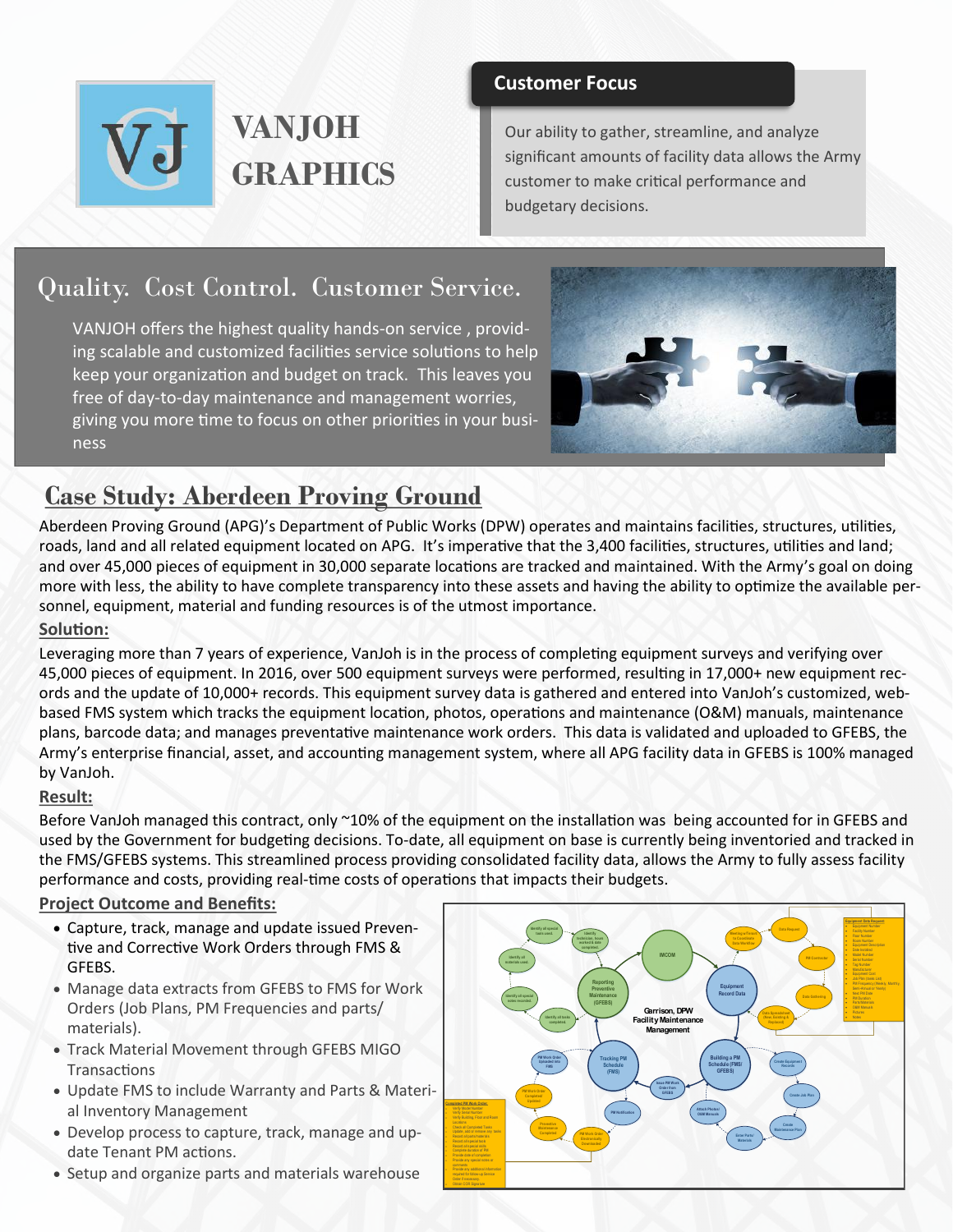# VANJOH GRAPHICS

## Customer Focus

Our ability to gather, streamline, and analyze significant amounts of facility data allows the Army customer to make critical performance and budgetary decisions.

## Quality. Cost Control. Customer Service.

VANJOH offers the highest quality hands-on service , providing scalable and customized facilities service solutions to help keep your organization and budget on track. This leaves you free of day-to-day maintenance and management worries, giving you more time to focus on other priorities in your business

## Case Study: Aberdeen Proving Ground

Aberdeen Proving Ground (APG)'s Department of Public Works (DPW) operates and maintains facilities, structures, utilities, roads, land and all related equipment located on APG. It's imperative that the 3,400 facilities, structures, utilities and land; and over 45,000 pieces of equipment in 30,000 separate locations are tracked and maintained. With the Army's goal on doing more with less, the ability to have complete transparency into these assets and having the ability to optimize the available personnel, equipment, material and funding resources is of the utmost importance.

### Solution:

Leveraging more than 7 years of experience, VanJoh is in the process of completing equipment surveys and verifying over 45,000 pieces of equipment. In 2016, over 500 equipment surveys were performed, resulting in 17,000+ new equipment records and the update of 10,000+ records. This equipment survey data is gathered and entered into VanJoh's customized, web-based FMS system which tracks the equipment location, photos, operations and maintenance (O&M) manuals, maintenance plans, barcode data; and manages preventative maintenance work orders. This data is validated and uploaded to GFEBS, the Army's enterprise financial, asset, and accounting management system, where all APG facility data in GFEBS is 100% managed by VanJoh.

### Result:

Before VanJoh managed this contract, only ~10% of the equipment on the installation was being accounted for in GFEBS and used by the Government for budgeting decisions. To-date, all equipment on base is currently being inventoried and tracked in the FMS/GFEBS systems. This streamlined process providing consolidated facility data, allows the Army to fully assess facility performance and costs, providing real-time costs of operations that impacts their budgets.

### Project Outcome and Benefits:

- Capture, track, manage and update issued Preventive and Corrective Work Orders through FMS & GFEBS.
- Manage data extracts from GFEBS to FMS for Work Orders (Job Plans, PM Frequencies and parts/materials).
- Track Material Movement through GFEBS MIGO Transactions
- Update FMS to include Warranty and Parts & Material Inventory Management
- Develop process to capture, track, manage and update Tenant PM actions.
- Setup and organize parts and materials warehouse

IMCOM

Reporting Preventive Maintenance (GFEBS)

Equipment Record Data

Garrison, DPW Facility Maintenance Management

Tracking PM Schedule (FMS)

Building a PM Schedule (FMS/GFEBS)